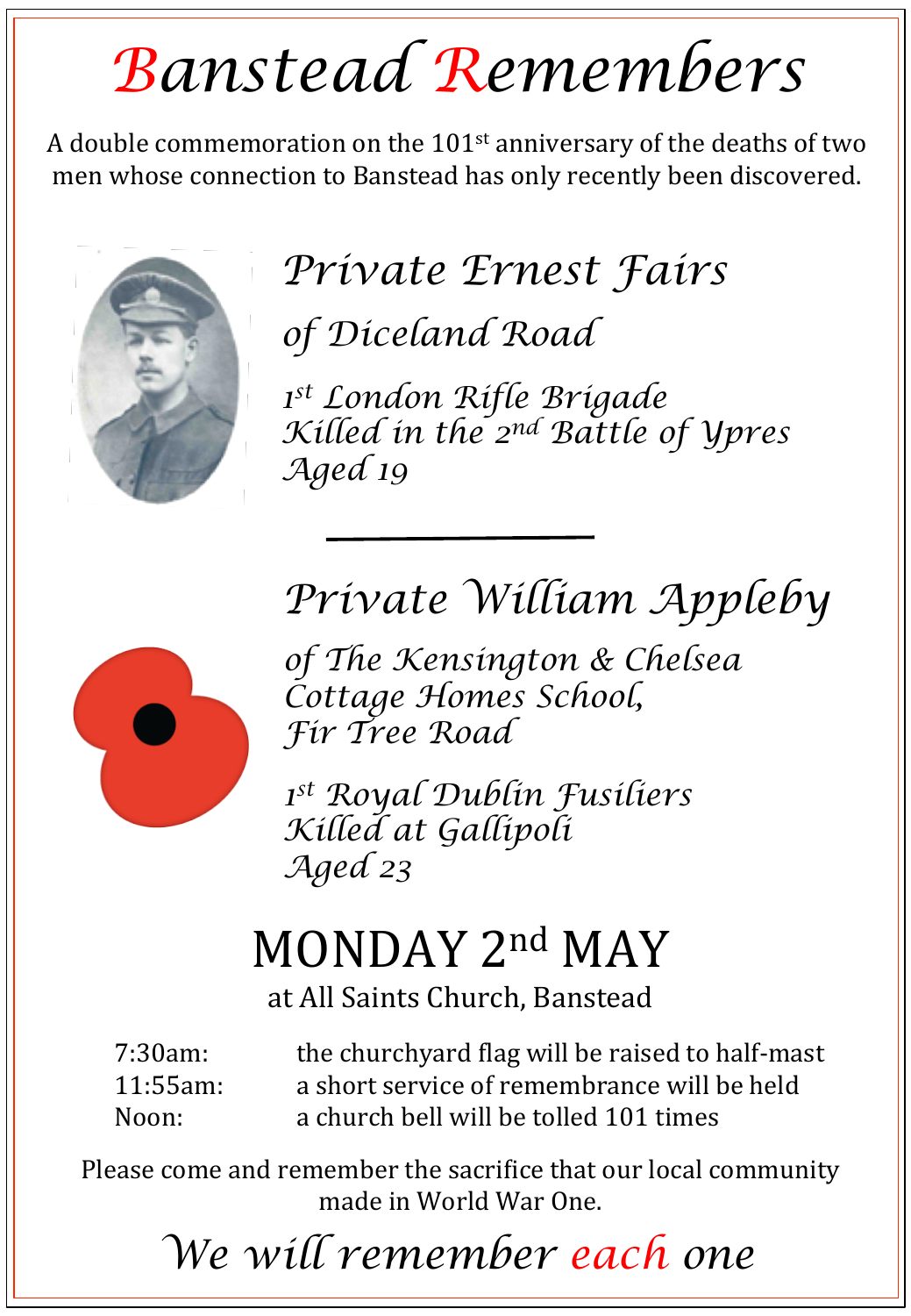# Banstead Remembers

A double commemoration on the 101st anniversary of the deaths of two men whose connection to Banstead has only recently been discovered.

## *Private Ernest Fairs*

*of Diceland Road*

*1st London Rifle Brigade*
*Killed in the 2nd Battle of Ypres*
*Aged 19*

---

## *Private William Appleby*

*of The Kensington & Chelsea Cottage Homes School, Fir Tree Road*

*1st Royal Dublin Fusiliers*
*Killed at Gallipoli*
*Aged 23*

## MONDAY 2nd MAY

at All Saints Church, Banstead

| | |
|---|---|
| 7:30am: | the churchyard flag will be raised to half-mast |
| 11:55am: | a short service of remembrance will be held |
| Noon: | a church bell will be tolled 101 times |

Please come and remember the sacrifice that our local community made in World War One.

*We will remember each one*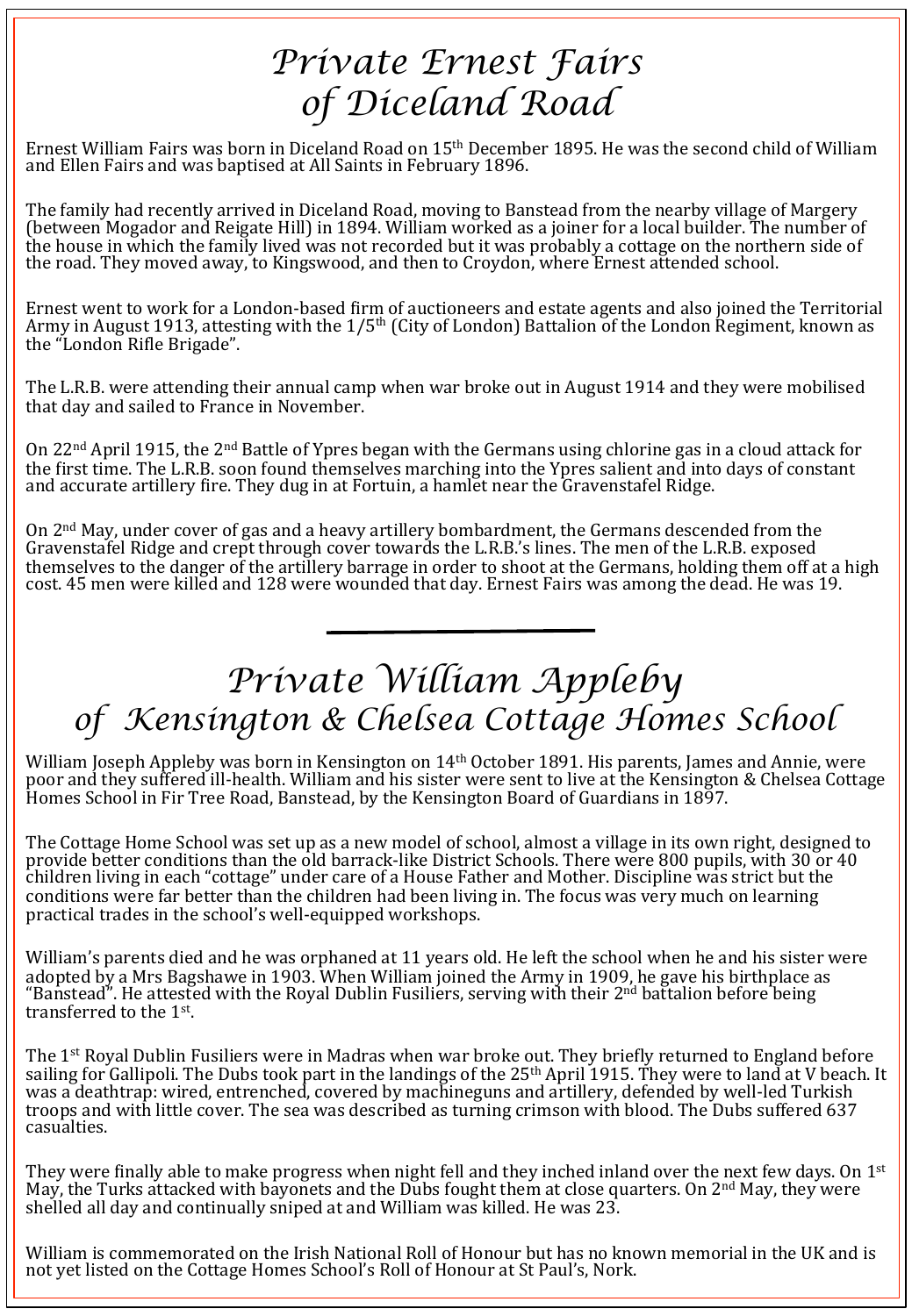# Private Ernest Fairs of Diceland Road

Ernest William Fairs was born in Diceland Road on 15th December 1895. He was the second child of William and Ellen Fairs and was baptised at All Saints in February 1896.

The family had recently arrived in Diceland Road, moving to Banstead from the nearby village of Margery (between Mogador and Reigate Hill) in 1894. William worked as a joiner for a local builder. The number of the house in which the family lived was not recorded but it was probably a cottage on the northern side of the road. They moved away, to Kingswood, and then to Croydon, where Ernest attended school.

Ernest went to work for a London-based firm of auctioneers and estate agents and also joined the Territorial Army in August 1913, attesting with the 1/5th (City of London) Battalion of the London Regiment, known as the "London Rifle Brigade".

The L.R.B. were attending their annual camp when war broke out in August 1914 and they were mobilised that day and sailed to France in November.

On 22nd April 1915, the 2nd Battle of Ypres began with the Germans using chlorine gas in a cloud attack for the first time. The L.R.B. soon found themselves marching into the Ypres salient and into days of constant and accurate artillery fire. They dug in at Fortuin, a hamlet near the Gravenstafel Ridge.

On 2nd May, under cover of gas and a heavy artillery bombardment, the Germans descended from the Gravenstafel Ridge and crept through cover towards the L.R.B.'s lines. The men of the L.R.B. exposed themselves to the danger of the artillery barrage in order to shoot at the Germans, holding them off at a high cost. 45 men were killed and 128 were wounded that day. Ernest Fairs was among the dead. He was 19.

---

# Private William Appleby of Kensington & Chelsea Cottage Homes School

William Joseph Appleby was born in Kensington on 14th October 1891. His parents, James and Annie, were poor and they suffered ill-health. William and his sister were sent to live at the Kensington & Chelsea Cottage Homes School in Fir Tree Road, Banstead, by the Kensington Board of Guardians in 1897.

The Cottage Home School was set up as a new model of school, almost a village in its own right, designed to provide better conditions than the old barrack-like District Schools. There were 800 pupils, with 30 or 40 children living in each "cottage" under care of a House Father and Mother. Discipline was strict but the conditions were far better than the children had been living in. The focus was very much on learning practical trades in the school's well-equipped workshops.

William's parents died and he was orphaned at 11 years old. He left the school when he and his sister were adopted by a Mrs Bagshawe in 1903. When William joined the Army in 1909, he gave his birthplace as "Banstead". He attested with the Royal Dublin Fusiliers, serving with their 2nd battalion before being transferred to the 1st.

The 1st Royal Dublin Fusiliers were in Madras when war broke out. They briefly returned to England before sailing for Gallipoli. The Dubs took part in the landings of the 25th April 1915. They were to land at V beach. It was a deathtrap: wired, entrenched, covered by machineguns and artillery, defended by well-led Turkish troops and with little cover. The sea was described as turning crimson with blood. The Dubs suffered 637 casualties.

They were finally able to make progress when night fell and they inched inland over the next few days. On 1st May, the Turks attacked with bayonets and the Dubs fought them at close quarters. On 2nd May, they were shelled all day and continually sniped at and William was killed. He was 23.

William is commemorated on the Irish National Roll of Honour but has no known memorial in the UK and is not yet listed on the Cottage Homes School's Roll of Honour at St Paul's, Nork.